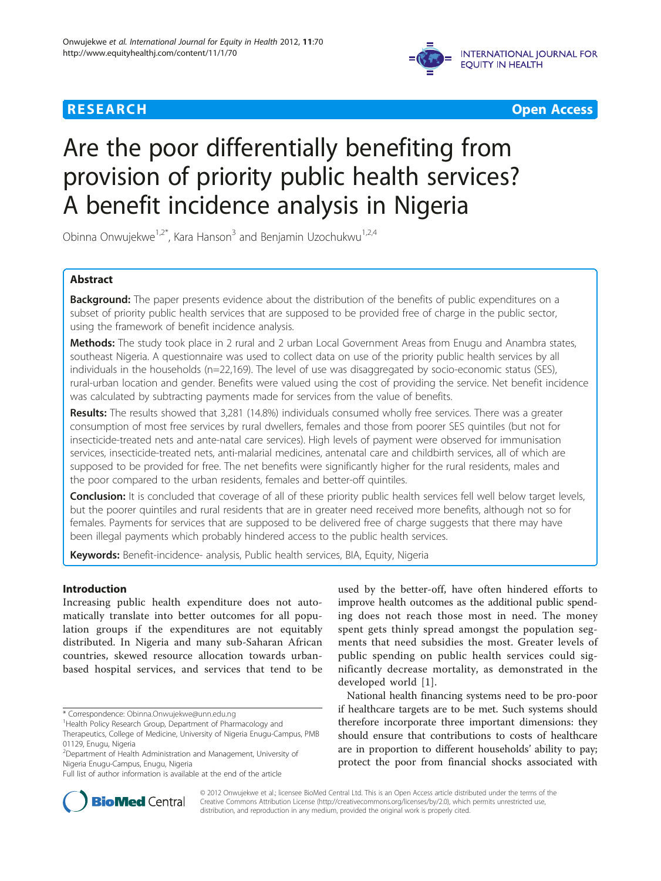**RESEARCH** **Open Access**

# Are the poor differentially benefiting from provision of priority public health services? A benefit incidence analysis in Nigeria

Obinna Onwujekwe[1,2*], Kara Hanson[3] and Benjamin Uzochukwu[1,2,4]

## Abstract

**Background:** The paper presents evidence about the distribution of the benefits of public expenditures on a subset of priority public health services that are supposed to be provided free of charge in the public sector, using the framework of benefit incidence analysis.

**Methods:** The study took place in 2 rural and 2 urban Local Government Areas from Enugu and Anambra states, southeast Nigeria. A questionnaire was used to collect data on use of the priority public health services by all individuals in the households (n=22,169). The level of use was disaggregated by socio-economic status (SES), rural-urban location and gender. Benefits were valued using the cost of providing the service. Net benefit incidence was calculated by subtracting payments made for services from the value of benefits.

**Results:** The results showed that 3,281 (14.8%) individuals consumed wholly free services. There was a greater consumption of most free services by rural dwellers, females and those from poorer SES quintiles (but not for insecticide-treated nets and ante-natal care services). High levels of payment were observed for immunisation services, insecticide-treated nets, anti-malarial medicines, antenatal care and childbirth services, all of which are supposed to be provided for free. The net benefits were significantly higher for the rural residents, males and the poor compared to the urban residents, females and better-off quintiles.

**Conclusion:** It is concluded that coverage of all of these priority public health services fell well below target levels, but the poorer quintiles and rural residents that are in greater need received more benefits, although not so for females. Payments for services that are supposed to be delivered free of charge suggests that there may have been illegal payments which probably hindered access to the public health services.

**Keywords:** Benefit-incidence- analysis, Public health services, BIA, Equity, Nigeria

## Introduction

Increasing public health expenditure does not automatically translate into better outcomes for all population groups if the expenditures are not equitably distributed. In Nigeria and many sub-Saharan African countries, skewed resource allocation towards urban-based hospital services, and services that tend to be used by the better-off, have often hindered efforts to improve health outcomes as the additional public spending does not reach those most in need. The money spent gets thinly spread amongst the population segments that need subsidies the most. Greater levels of public spending on public health services could significantly decrease mortality, as demonstrated in the developed world [1].

National health financing systems need to be pro-poor if healthcare targets are to be met. Such systems should therefore incorporate three important dimensions: they should ensure that contributions to costs of healthcare are in proportion to different households' ability to pay; protect the poor from financial shocks associated with

\* Correspondence: Obinna.Onwujekwe@unn.edu.ng
[1]Health Policy Research Group, Department of Pharmacology and Therapeutics, College of Medicine, University of Nigeria Enugu-Campus, PMB 01129, Enugu, Nigeria
[2]Department of Health Administration and Management, University of Nigeria Enugu-Campus, Enugu, Nigeria
Full list of author information is available at the end of the article

© 2012 Onwujekwe et al.; licensee BioMed Central Ltd. This is an Open Access article distributed under the terms of the Creative Commons Attribution License (http://creativecommons.org/licenses/by/2.0), which permits unrestricted use, distribution, and reproduction in any medium, provided the original work is properly cited.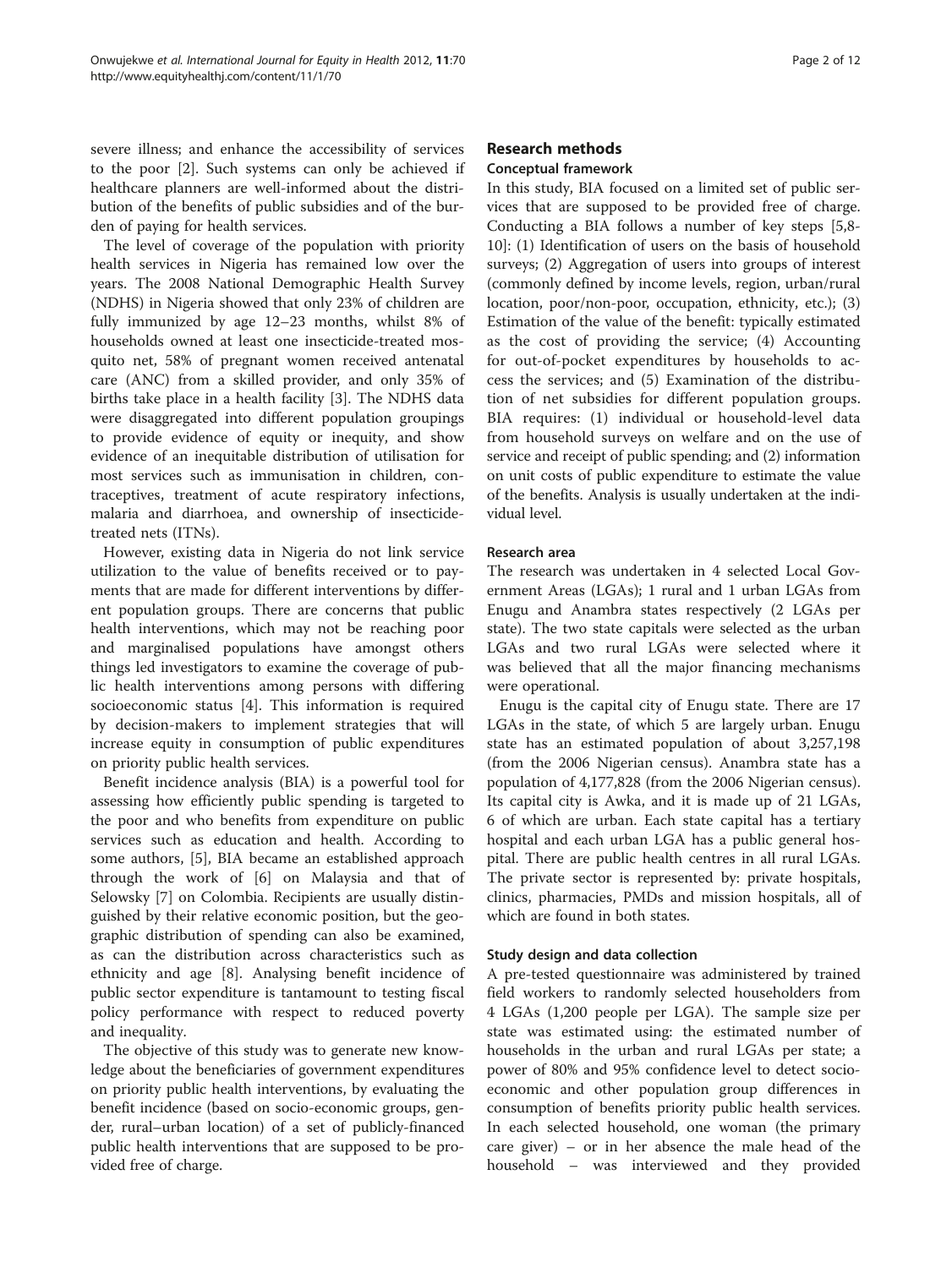severe illness; and enhance the accessibility of services to the poor [2]. Such systems can only be achieved if healthcare planners are well-informed about the distribution of the benefits of public subsidies and of the burden of paying for health services.

The level of coverage of the population with priority health services in Nigeria has remained low over the years. The 2008 National Demographic Health Survey (NDHS) in Nigeria showed that only 23% of children are fully immunized by age 12–23 months, whilst 8% of households owned at least one insecticide-treated mosquito net, 58% of pregnant women received antenatal care (ANC) from a skilled provider, and only 35% of births take place in a health facility [3]. The NDHS data were disaggregated into different population groupings to provide evidence of equity or inequity, and show evidence of an inequitable distribution of utilisation for most services such as immunisation in children, contraceptives, treatment of acute respiratory infections, malaria and diarrhoea, and ownership of insecticide-treated nets (ITNs).

However, existing data in Nigeria do not link service utilization to the value of benefits received or to payments that are made for different interventions by different population groups. There are concerns that public health interventions, which may not be reaching poor and marginalised populations have amongst others things led investigators to examine the coverage of public health interventions among persons with differing socioeconomic status [4]. This information is required by decision-makers to implement strategies that will increase equity in consumption of public expenditures on priority public health services.

Benefit incidence analysis (BIA) is a powerful tool for assessing how efficiently public spending is targeted to the poor and who benefits from expenditure on public services such as education and health. According to some authors, [5], BIA became an established approach through the work of [6] on Malaysia and that of Selowsky [7] on Colombia. Recipients are usually distinguished by their relative economic position, but the geographic distribution of spending can also be examined, as can the distribution across characteristics such as ethnicity and age [8]. Analysing benefit incidence of public sector expenditure is tantamount to testing fiscal policy performance with respect to reduced poverty and inequality.

The objective of this study was to generate new knowledge about the beneficiaries of government expenditures on priority public health interventions, by evaluating the benefit incidence (based on socio-economic groups, gender, rural–urban location) of a set of publicly-financed public health interventions that are supposed to be provided free of charge.

## Research methods

### Conceptual framework

In this study, BIA focused on a limited set of public services that are supposed to be provided free of charge. Conducting a BIA follows a number of key steps [5,8-10]: (1) Identification of users on the basis of household surveys; (2) Aggregation of users into groups of interest (commonly defined by income levels, region, urban/rural location, poor/non-poor, occupation, ethnicity, etc.); (3) Estimation of the value of the benefit: typically estimated as the cost of providing the service; (4) Accounting for out-of-pocket expenditures by households to access the services; and (5) Examination of the distribution of net subsidies for different population groups. BIA requires: (1) individual or household-level data from household surveys on welfare and on the use of service and receipt of public spending; and (2) information on unit costs of public expenditure to estimate the value of the benefits. Analysis is usually undertaken at the individual level.

### Research area

The research was undertaken in 4 selected Local Government Areas (LGAs); 1 rural and 1 urban LGAs from Enugu and Anambra states respectively (2 LGAs per state). The two state capitals were selected as the urban LGAs and two rural LGAs were selected where it was believed that all the major financing mechanisms were operational.

Enugu is the capital city of Enugu state. There are 17 LGAs in the state, of which 5 are largely urban. Enugu state has an estimated population of about 3,257,198 (from the 2006 Nigerian census). Anambra state has a population of 4,177,828 (from the 2006 Nigerian census). Its capital city is Awka, and it is made up of 21 LGAs, 6 of which are urban. Each state capital has a tertiary hospital and each urban LGA has a public general hospital. There are public health centres in all rural LGAs. The private sector is represented by: private hospitals, clinics, pharmacies, PMDs and mission hospitals, all of which are found in both states.

### Study design and data collection

A pre-tested questionnaire was administered by trained field workers to randomly selected householders from 4 LGAs (1,200 people per LGA). The sample size per state was estimated using: the estimated number of households in the urban and rural LGAs per state; a power of 80% and 95% confidence level to detect socio-economic and other population group differences in consumption of benefits priority public health services. In each selected household, one woman (the primary care giver) – or in her absence the male head of the household – was interviewed and they provided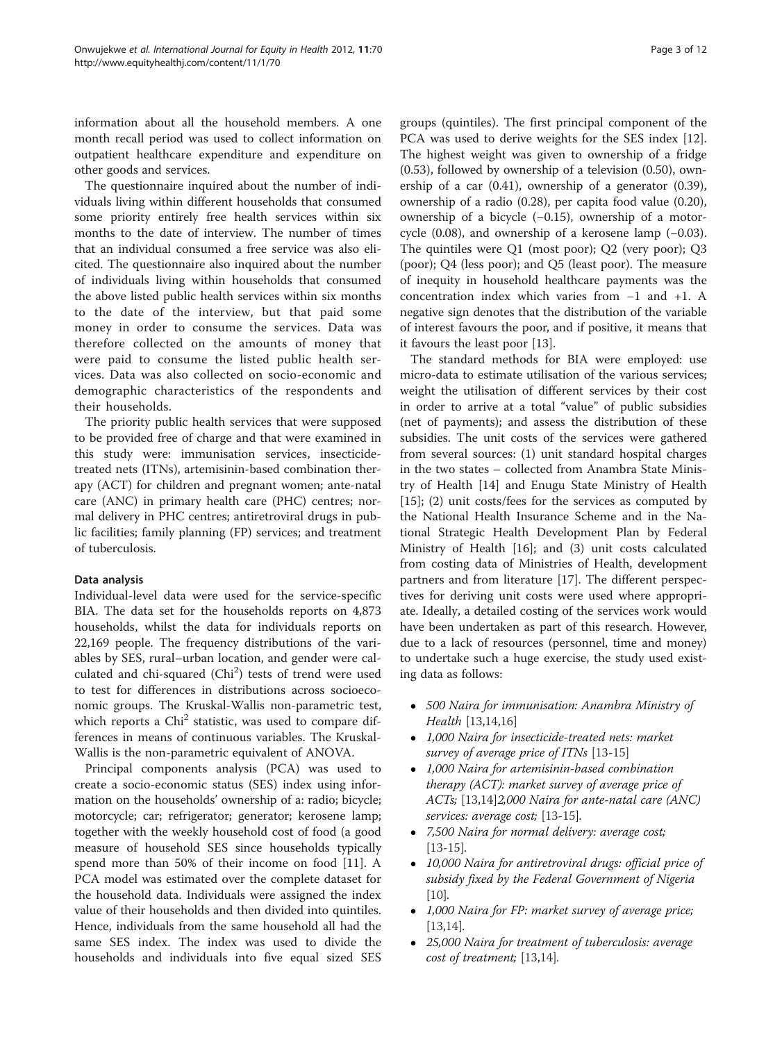information about all the household members. A one month recall period was used to collect information on outpatient healthcare expenditure and expenditure on other goods and services.

The questionnaire inquired about the number of individuals living within different households that consumed some priority entirely free health services within six months to the date of interview. The number of times that an individual consumed a free service was also elicited. The questionnaire also inquired about the number of individuals living within households that consumed the above listed public health services within six months to the date of the interview, but that paid some money in order to consume the services. Data was therefore collected on the amounts of money that were paid to consume the listed public health services. Data was also collected on socio-economic and demographic characteristics of the respondents and their households.

The priority public health services that were supposed to be provided free of charge and that were examined in this study were: immunisation services, insecticide-treated nets (ITNs), artemisinin-based combination therapy (ACT) for children and pregnant women; ante-natal care (ANC) in primary health care (PHC) centres; normal delivery in PHC centres; antiretroviral drugs in public facilities; family planning (FP) services; and treatment of tuberculosis.

### Data analysis

Individual-level data were used for the service-specific BIA. The data set for the households reports on 4,873 households, whilst the data for individuals reports on 22,169 people. The frequency distributions of the variables by SES, rural–urban location, and gender were calculated and chi-squared ($Chi^2$) tests of trend were used to test for differences in distributions across socioeconomic groups. The Kruskal-Wallis non-parametric test, which reports a $Chi^2$ statistic, was used to compare differences in means of continuous variables. The Kruskal-Wallis is the non-parametric equivalent of ANOVA.

Principal components analysis (PCA) was used to create a socio-economic status (SES) index using information on the households' ownership of a: radio; bicycle; motorcycle; car; refrigerator; generator; kerosene lamp; together with the weekly household cost of food (a good measure of household SES since households typically spend more than 50% of their income on food [11]. A PCA model was estimated over the complete dataset for the household data. Individuals were assigned the index value of their households and then divided into quintiles. Hence, individuals from the same household all had the same SES index. The index was used to divide the households and individuals into five equal sized SES groups (quintiles). The first principal component of the PCA was used to derive weights for the SES index [12]. The highest weight was given to ownership of a fridge (0.53), followed by ownership of a television (0.50), ownership of a car (0.41), ownership of a generator (0.39), ownership of a radio (0.28), per capita food value (0.20), ownership of a bicycle (−0.15), ownership of a motorcycle (0.08), and ownership of a kerosene lamp (−0.03). The quintiles were Q1 (most poor); Q2 (very poor); Q3 (poor); Q4 (less poor); and Q5 (least poor). The measure of inequity in household healthcare payments was the concentration index which varies from −1 and +1. A negative sign denotes that the distribution of the variable of interest favours the poor, and if positive, it means that it favours the least poor [13].

The standard methods for BIA were employed: use micro-data to estimate utilisation of the various services; weight the utilisation of different services by their cost in order to arrive at a total "value" of public subsidies (net of payments); and assess the distribution of these subsidies. The unit costs of the services were gathered from several sources: (1) unit standard hospital charges in the two states – collected from Anambra State Ministry of Health [14] and Enugu State Ministry of Health [15]; (2) unit costs/fees for the services as computed by the National Health Insurance Scheme and in the National Strategic Health Development Plan by Federal Ministry of Health [16]; and (3) unit costs calculated from costing data of Ministries of Health, development partners and from literature [17]. The different perspectives for deriving unit costs were used where appropriate. Ideally, a detailed costing of the services work would have been undertaken as part of this research. However, due to a lack of resources (personnel, time and money) to undertake such a huge exercise, the study used existing data as follows:

- *500 Naira for immunisation: Anambra Ministry of Health* [13,14,16]
- *1,000 Naira for insecticide-treated nets: market survey of average price of ITNs* [13-15]
- *1,000 Naira for artemisinin-based combination therapy (ACT): market survey of average price of ACTs;* [13,14]*2,000 Naira for ante-natal care (ANC) services: average cost;* [13-15].
- *7,500 Naira for normal delivery: average cost;* [13-15].
- *10,000 Naira for antiretroviral drugs: official price of subsidy fixed by the Federal Government of Nigeria* [10].
- *1,000 Naira for FP: market survey of average price;* [13,14].
- *25,000 Naira for treatment of tuberculosis: average cost of treatment;* [13,14].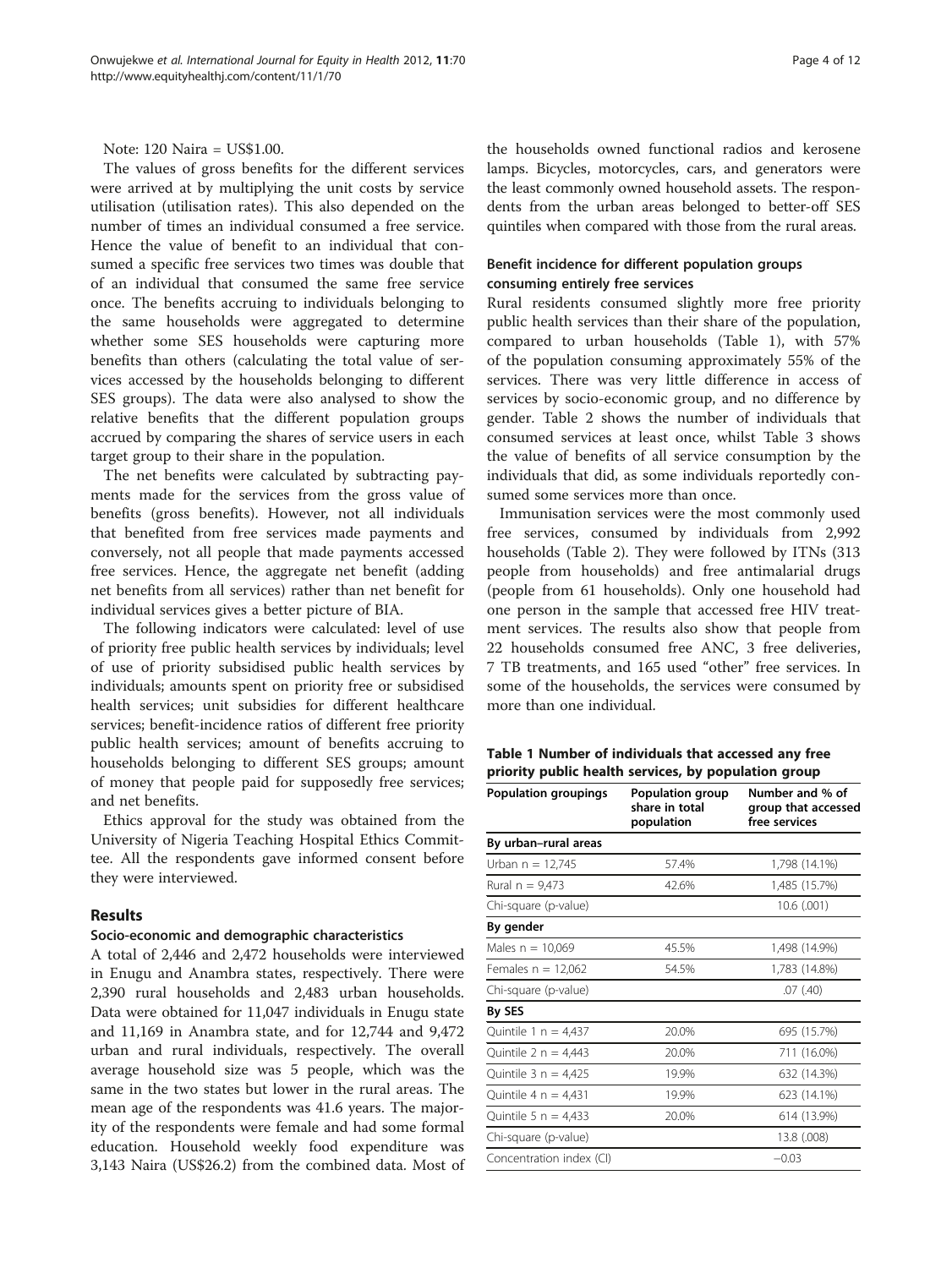Note: 120 Naira = US$1.00.

The values of gross benefits for the different services were arrived at by multiplying the unit costs by service utilisation (utilisation rates). This also depended on the number of times an individual consumed a free service. Hence the value of benefit to an individual that consumed a specific free services two times was double that of an individual that consumed the same free service once. The benefits accruing to individuals belonging to the same households were aggregated to determine whether some SES households were capturing more benefits than others (calculating the total value of services accessed by the households belonging to different SES groups). The data were also analysed to show the relative benefits that the different population groups accrued by comparing the shares of service users in each target group to their share in the population.

The net benefits were calculated by subtracting payments made for the services from the gross value of benefits (gross benefits). However, not all individuals that benefited from free services made payments and conversely, not all people that made payments accessed free services. Hence, the aggregate net benefit (adding net benefits from all services) rather than net benefit for individual services gives a better picture of BIA.

The following indicators were calculated: level of use of priority free public health services by individuals; level of use of priority subsidised public health services by individuals; amounts spent on priority free or subsidised health services; unit subsidies for different healthcare services; benefit-incidence ratios of different free priority public health services; amount of benefits accruing to households belonging to different SES groups; amount of money that people paid for supposedly free services; and net benefits.

Ethics approval for the study was obtained from the University of Nigeria Teaching Hospital Ethics Committee. All the respondents gave informed consent before they were interviewed.

## Results

### Socio-economic and demographic characteristics

A total of 2,446 and 2,472 households were interviewed in Enugu and Anambra states, respectively. There were 2,390 rural households and 2,483 urban households. Data were obtained for 11,047 individuals in Enugu state and 11,169 in Anambra state, and for 12,744 and 9,472 urban and rural individuals, respectively. The overall average household size was 5 people, which was the same in the two states but lower in the rural areas. The mean age of the respondents was 41.6 years. The majority of the respondents were female and had some formal education. Household weekly food expenditure was 3,143 Naira (US$26.2) from the combined data. Most of the households owned functional radios and kerosene lamps. Bicycles, motorcycles, cars, and generators were the least commonly owned household assets. The respondents from the urban areas belonged to better-off SES quintiles when compared with those from the rural areas.

### Benefit incidence for different population groups consuming entirely free services

Rural residents consumed slightly more free priority public health services than their share of the population, compared to urban households (Table 1), with 57% of the population consuming approximately 55% of the services. There was very little difference in access of services by socio-economic group, and no difference by gender. Table 2 shows the number of individuals that consumed services at least once, whilst Table 3 shows the value of benefits of all service consumption by the individuals that did, as some individuals reportedly consumed some services more than once.

Immunisation services were the most commonly used free services, consumed by individuals from 2,992 households (Table 2). They were followed by ITNs (313 people from households) and free antimalarial drugs (people from 61 households). Only one household had one person in the sample that accessed free HIV treatment services. The results also show that people from 22 households consumed free ANC, 3 free deliveries, 7 TB treatments, and 165 used "other" free services. In some of the households, the services were consumed by more than one individual.

**Table 1 Number of individuals that accessed any free priority public health services, by population group**

| Population groupings | Population group share in total population | Number and % of group that accessed free services |
|---|---|---|
| **By urban–rural areas** | | |
| Urban n = 12,745 | 57.4% | 1,798 (14.1%) |
| Rural n = 9,473 | 42.6% | 1,485 (15.7%) |
| Chi-square (p-value) | | 10.6 (.001) |
| **By gender** | | |
| Males n = 10,069 | 45.5% | 1,498 (14.9%) |
| Females n = 12,062 | 54.5% | 1,783 (14.8%) |
| Chi-square (p-value) | | .07 (.40) |
| **By SES** | | |
| Quintile 1 n = 4,437 | 20.0% | 695 (15.7%) |
| Quintile 2 n = 4,443 | 20.0% | 711 (16.0%) |
| Quintile 3 n = 4,425 | 19.9% | 632 (14.3%) |
| Quintile 4 n = 4,431 | 19.9% | 623 (14.1%) |
| Quintile 5 n = 4,433 | 20.0% | 614 (13.9%) |
| Chi-square (p-value) | | 13.8 (.008) |
| Concentration index (CI) | | −0.03 |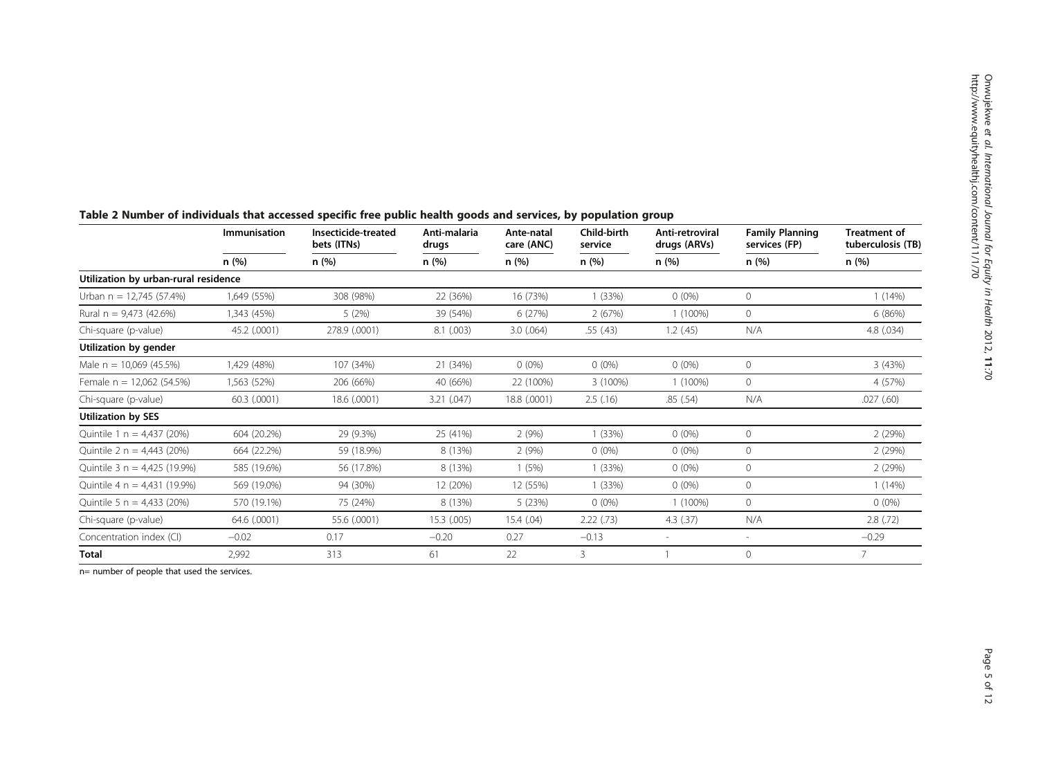**Table 2 Number of individuals that accessed specific free public health goods and services, by population group**

| | Immunisation | Insecticide-treated bets (ITNs) | Anti-malaria drugs | Ante-natal care (ANC) | Child-birth service | Anti-retroviral drugs (ARVs) | Family Planning services (FP) | Treatment of tuberculosis (TB) |
|---|---|---|---|---|---|---|---|---|
| | n (%) | n (%) | n (%) | n (%) | n (%) | n (%) | n (%) | n (%) |
| **Utilization by urban-rural residence** | | | | | | | | |
| Urban n = 12,745 (57.4%) | 1,649 (55%) | 308 (98%) | 22 (36%) | 16 (73%) | 1 (33%) | 0 (0%) | 0 | 1 (14%) |
| Rural n = 9,473 (42.6%) | 1,343 (45%) | 5 (2%) | 39 (54%) | 6 (27%) | 2 (67%) | 1 (100%) | 0 | 6 (86%) |
| Chi-square (p-value) | 45.2 (.0001) | 278.9 (.0001) | 8.1 (.003) | 3.0 (.064) | .55 (.43) | 1.2 (.45) | N/A | 4.8 (.034) |
| **Utilization by gender** | | | | | | | | |
| Male n = 10,069 (45.5%) | 1,429 (48%) | 107 (34%) | 21 (34%) | 0 (0%) | 0 (0%) | 0 (0%) | 0 | 3 (43%) |
| Female n = 12,062 (54.5%) | 1,563 (52%) | 206 (66%) | 40 (66%) | 22 (100%) | 3 (100%) | 1 (100%) | 0 | 4 (57%) |
| Chi-square (p-value) | 60.3 (.0001) | 18.6 (.0001) | 3.21 (.047) | 18.8 (.0001) | 2.5 (.16) | .85 (.54) | N/A | .027 (.60) |
| **Utilization by SES** | | | | | | | | |
| Quintile 1 n = 4,437 (20%) | 604 (20.2%) | 29 (9.3%) | 25 (41%) | 2 (9%) | 1 (33%) | 0 (0%) | 0 | 2 (29%) |
| Quintile 2 n = 4,443 (20%) | 664 (22.2%) | 59 (18.9%) | 8 (13%) | 2 (9%) | 0 (0%) | 0 (0%) | 0 | 2 (29%) |
| Quintile 3 n = 4,425 (19.9%) | 585 (19.6%) | 56 (17.8%) | 8 (13%) | 1 (5%) | 1 (33%) | 0 (0%) | 0 | 2 (29%) |
| Quintile 4 n = 4,431 (19.9%) | 569 (19.0%) | 94 (30%) | 12 (20%) | 12 (55%) | 1 (33%) | 0 (0%) | 0 | 1 (14%) |
| Quintile 5 n = 4,433 (20%) | 570 (19.1%) | 75 (24%) | 8 (13%) | 5 (23%) | 0 (0%) | 1 (100%) | 0 | 0 (0%) |
| Chi-square (p-value) | 64.6 (.0001) | 55.6 (.0001) | 15.3 (.005) | 15.4 (.04) | 2.22 (.73) | 4.3 (.37) | N/A | 2.8 (.72) |
| Concentration index (CI) | −0.02 | 0.17 | −0.20 | 0.27 | −0.13 | - | - | −0.29 |
| **Total** | 2,992 | 313 | 61 | 22 | 3 | 1 | 0 | 7 |

n= number of people that used the services.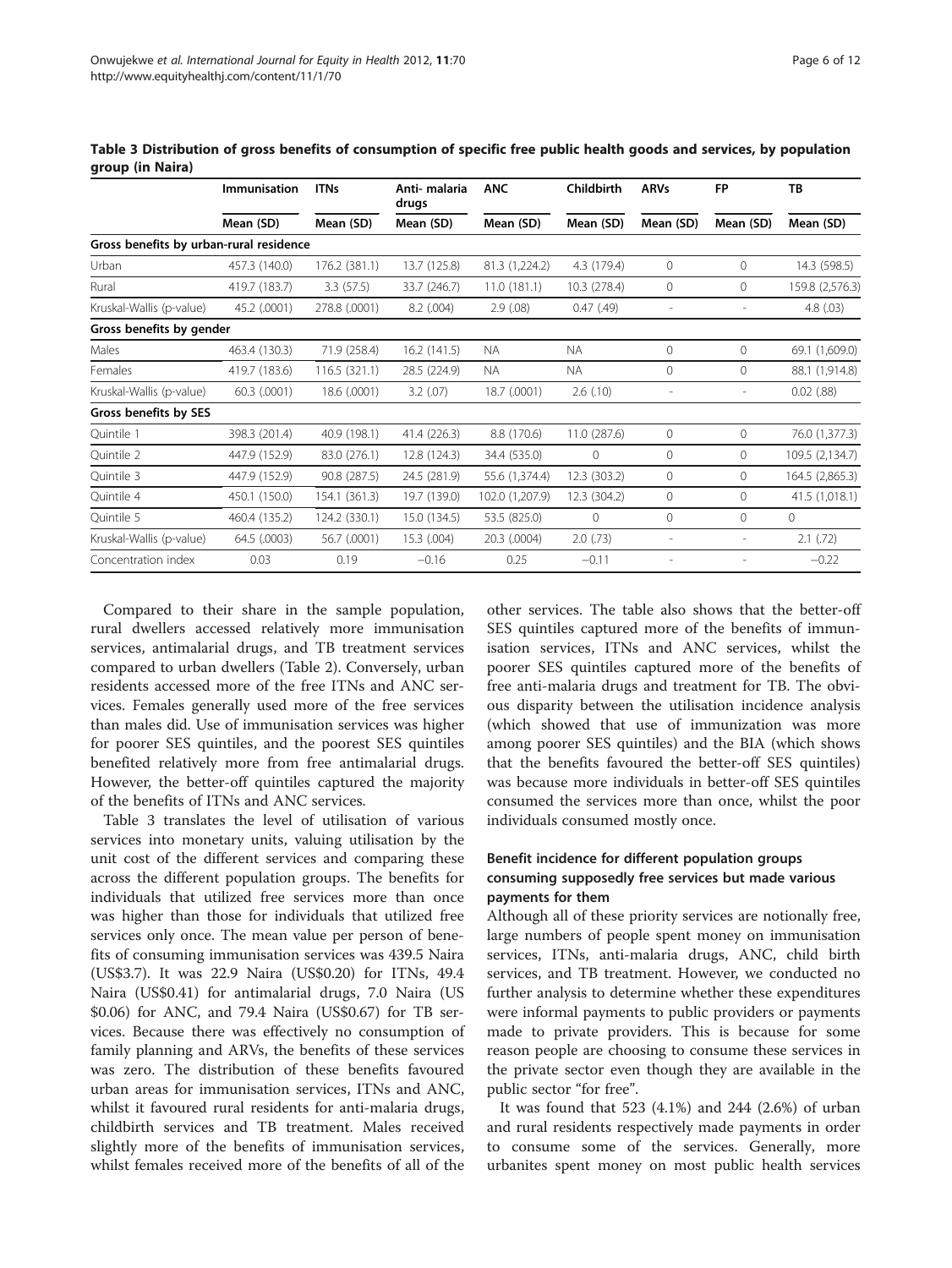**Table 3 Distribution of gross benefits of consumption of specific free public health goods and services, by population group (in Naira)**

| | Immunisation | ITNs | Anti- malaria drugs | ANC | Childbirth | ARVs | FP | TB |
|---|---|---|---|---|---|---|---|---|
| | Mean (SD) | Mean (SD) | Mean (SD) | Mean (SD) | Mean (SD) | Mean (SD) | Mean (SD) | Mean (SD) |
| **Gross benefits by urban-rural residence** | | | | | | | | |
| Urban | 457.3 (140.0) | 176.2 (381.1) | 13.7 (125.8) | 81.3 (1,224.2) | 4.3 (179.4) | 0 | 0 | 14.3 (598.5) |
| Rural | 419.7 (183.7) | 3.3 (57.5) | 33.7 (246.7) | 11.0 (181.1) | 10.3 (278.4) | 0 | 0 | 159.8 (2,576.3) |
| Kruskal-Wallis (p-value) | 45.2 (.0001) | 278.8 (.0001) | 8.2 (.004) | 2.9 (.08) | 0.47 (.49) | - | - | 4.8 (.03) |
| **Gross benefits by gender** | | | | | | | | |
| Males | 463.4 (130.3) | 71.9 (258.4) | 16.2 (141.5) | NA | NA | 0 | 0 | 69.1 (1,609.0) |
| Females | 419.7 (183.6) | 116.5 (321.1) | 28.5 (224.9) | NA | NA | 0 | 0 | 88.1 (1,914.8) |
| Kruskal-Wallis (p-value) | 60.3 (.0001) | 18.6 (.0001) | 3.2 (.07) | 18.7 (.0001) | 2.6 (.10) | - | - | 0.02 (.88) |
| **Gross benefits by SES** | | | | | | | | |
| Quintile 1 | 398.3 (201.4) | 40.9 (198.1) | 41.4 (226.3) | 8.8 (170.6) | 11.0 (287.6) | 0 | 0 | 76.0 (1,377.3) |
| Quintile 2 | 447.9 (152.9) | 83.0 (276.1) | 12.8 (124.3) | 34.4 (535.0) | 0 | 0 | 0 | 109.5 (2,134.7) |
| Quintile 3 | 447.9 (152.9) | 90.8 (287.5) | 24.5 (281.9) | 55.6 (1,374.4) | 12.3 (303.2) | 0 | 0 | 164.5 (2,865.3) |
| Quintile 4 | 450.1 (150.0) | 154.1 (361.3) | 19.7 (139.0) | 102.0 (1,207.9) | 12.3 (304.2) | 0 | 0 | 41.5 (1,018.1) |
| Quintile 5 | 460.4 (135.2) | 124.2 (330.1) | 15.0 (134.5) | 53.5 (825.0) | 0 | 0 | 0 | 0 |
| Kruskal-Wallis (p-value) | 64.5 (.0003) | 56.7 (.0001) | 15.3 (.004) | 20.3 (.0004) | 2.0 (.73) | - | - | 2.1 (.72) |
| Concentration index | 0.03 | 0.19 | −0.16 | 0.25 | −0.11 | - | - | −0.22 |

Compared to their share in the sample population, rural dwellers accessed relatively more immunisation services, antimalarial drugs, and TB treatment services compared to urban dwellers (Table 2). Conversely, urban residents accessed more of the free ITNs and ANC services. Females generally used more of the free services than males did. Use of immunisation services was higher for poorer SES quintiles, and the poorest SES quintiles benefited relatively more from free antimalarial drugs. However, the better-off quintiles captured the majority of the benefits of ITNs and ANC services.

Table 3 translates the level of utilisation of various services into monetary units, valuing utilisation by the unit cost of the different services and comparing these across the different population groups. The benefits for individuals that utilized free services more than once was higher than those for individuals that utilized free services only once. The mean value per person of benefits of consuming immunisation services was 439.5 Naira (US$3.7). It was 22.9 Naira (US$0.20) for ITNs, 49.4 Naira (US$0.41) for antimalarial drugs, 7.0 Naira (US $0.06) for ANC, and 79.4 Naira (US$0.67) for TB services. Because there was effectively no consumption of family planning and ARVs, the benefits of these services was zero. The distribution of these benefits favoured urban areas for immunisation services, ITNs and ANC, whilst it favoured rural residents for anti-malaria drugs, childbirth services and TB treatment. Males received slightly more of the benefits of immunisation services, whilst females received more of the benefits of all of the other services. The table also shows that the better-off SES quintiles captured more of the benefits of immunisation services, ITNs and ANC services, whilst the poorer SES quintiles captured more of the benefits of free anti-malaria drugs and treatment for TB. The obvious disparity between the utilisation incidence analysis (which showed that use of immunization was more among poorer SES quintiles) and the BIA (which shows that the benefits favoured the better-off SES quintiles) was because more individuals in better-off SES quintiles consumed the services more than once, whilst the poor individuals consumed mostly once.

### Benefit incidence for different population groups consuming supposedly free services but made various payments for them

Although all of these priority services are notionally free, large numbers of people spent money on immunisation services, ITNs, anti-malaria drugs, ANC, child birth services, and TB treatment. However, we conducted no further analysis to determine whether these expenditures were informal payments to public providers or payments made to private providers. This is because for some reason people are choosing to consume these services in the private sector even though they are available in the public sector "for free".

It was found that 523 (4.1%) and 244 (2.6%) of urban and rural residents respectively made payments in order to consume some of the services. Generally, more urbanites spent money on most public health services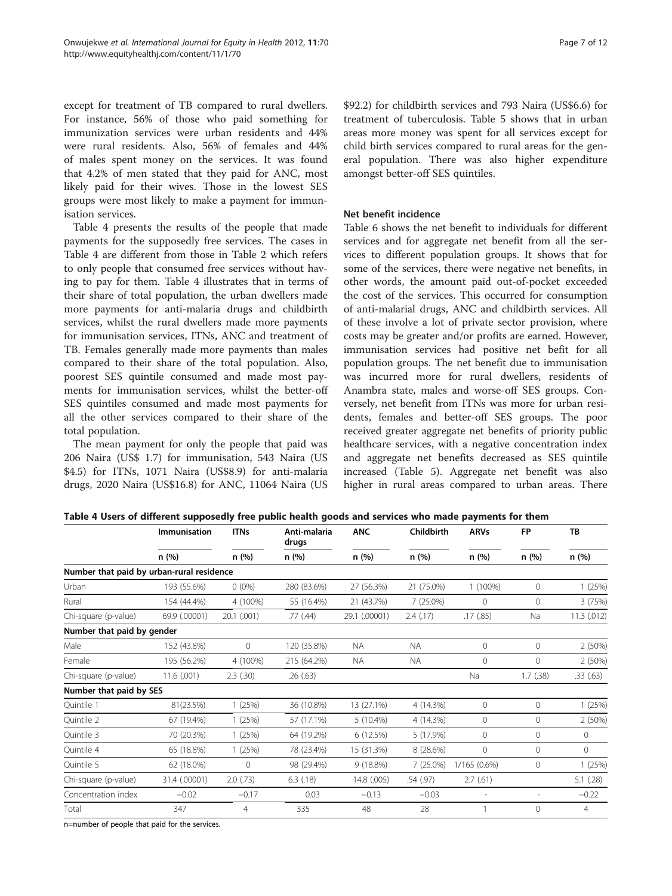except for treatment of TB compared to rural dwellers. For instance, 56% of those who paid something for immunization services were urban residents and 44% were rural residents. Also, 56% of females and 44% of males spent money on the services. It was found that 4.2% of men stated that they paid for ANC, most likely paid for their wives. Those in the lowest SES groups were most likely to make a payment for immunisation services.

Table 4 presents the results of the people that made payments for the supposedly free services. The cases in Table 4 are different from those in Table 2 which refers to only people that consumed free services without having to pay for them. Table 4 illustrates that in terms of their share of total population, the urban dwellers made more payments for anti-malaria drugs and childbirth services, whilst the rural dwellers made more payments for immunisation services, ITNs, ANC and treatment of TB. Females generally made more payments than males compared to their share of the total population. Also, poorest SES quintile consumed and made most payments for immunisation services, whilst the better-off SES quintiles consumed and made most payments for all the other services compared to their share of the total population.

The mean payment for only the people that paid was 206 Naira (US$ 1.7) for immunisation, 543 Naira (US $4.5) for ITNs, 1071 Naira (US$8.9) for anti-malaria drugs, 2020 Naira (US$16.8) for ANC, 11064 Naira (US $92.2) for childbirth services and 793 Naira (US$6.6) for treatment of tuberculosis. Table 5 shows that in urban areas more money was spent for all services except for child birth services compared to rural areas for the general population. There was also higher expenditure amongst better-off SES quintiles.

### Net benefit incidence

Table 6 shows the net benefit to individuals for different services and for aggregate net benefit from all the services to different population groups. It shows that for some of the services, there were negative net benefits, in other words, the amount paid out-of-pocket exceeded the cost of the services. This occurred for consumption of anti-malarial drugs, ANC and childbirth services. All of these involve a lot of private sector provision, where costs may be greater and/or profits are earned. However, immunisation services had positive net befit for all population groups. The net benefit due to immunisation was incurred more for rural dwellers, residents of Anambra state, males and worse-off SES groups. Conversely, net benefit from ITNs was more for urban residents, females and better-off SES groups. The poor received greater aggregate net benefits of priority public healthcare services, with a negative concentration index and aggregate net benefits decreased as SES quintile increased (Table 5). Aggregate net benefit was also higher in rural areas compared to urban areas. There

**Table 4 Users of different supposedly free public health goods and services who made payments for them**

| | Immunisation | ITNs | Anti-malaria drugs | ANC | Childbirth | ARVs | FP | TB |
|---|---|---|---|---|---|---|---|---|
| | n (%) | n (%) | n (%) | n (%) | n (%) | n (%) | n (%) | n (%) |
| **Number that paid by urban-rural residence** | | | | | | | | |
| Urban | 193 (55.6%) | 0 (0%) | 280 (83.6%) | 27 (56.3%) | 21 (75.0%) | 1 (100%) | 0 | 1 (25%) |
| Rural | 154 (44.4%) | 4 (100%) | 55 (16.4%) | 21 (43.7%) | 7 (25.0%) | 0 | 0 | 3 (75%) |
| Chi-square (p-value) | 69.9 (.00001) | 20.1 (.001) | .77 (.44) | 29.1 (.00001) | 2.4 (.17) | .17 (.85) | Na | 11.3 (.012) |
| **Number that paid by gender** | | | | | | | | |
| Male | 152 (43.8%) | 0 | 120 (35.8%) | NA | NA | 0 | 0 | 2 (50%) |
| Female | 195 (56.2%) | 4 (100%) | 215 (64.2%) | NA | NA | 0 | 0 | 2 (50%) |
| Chi-square (p-value) | 11.6 (.001) | 2.3 (.30) | .26 (.63) | | | Na | 1.7 (.38) | .33 (.63) |
| **Number that paid by SES** | | | | | | | | |
| Quintile 1 | 81(23.5%) | 1 (25%) | 36 (10.8%) | 13 (27.1%) | 4 (14.3%) | 0 | 0 | 1 (25%) |
| Quintile 2 | 67 (19.4%) | 1 (25%) | 57 (17.1%) | 5 (10.4%) | 4 (14.3%) | 0 | 0 | 2 (50%) |
| Quintile 3 | 70 (20.3%) | 1 (25%) | 64 (19.2%) | 6 (12.5%) | 5 (17.9%) | 0 | 0 | 0 |
| Quintile 4 | 65 (18.8%) | 1 (25%) | 78 (23.4%) | 15 (31.3%) | 8 (28.6%) | 0 | 0 | 0 |
| Quintile 5 | 62 (18.0%) | 0 | 98 (29.4%) | 9 (18.8%) | 7 (25.0%) | 1/165 (0.6%) | 0 | 1 (25%) |
| Chi-square (p-value) | 31.4 (.00001) | 2.0 (.73) | 6.3 (.18) | 14.8 (.005) | .54 (.97) | 2.7 (.61) | | 5.1 (.28) |
| Concentration index | −0.02 | −0.17 | 0.03 | −0.13 | −0.03 | - | - | −0.22 |
| Total | 347 | 4 | 335 | 48 | 28 | 1 | 0 | 4 |

n=number of people that paid for the services.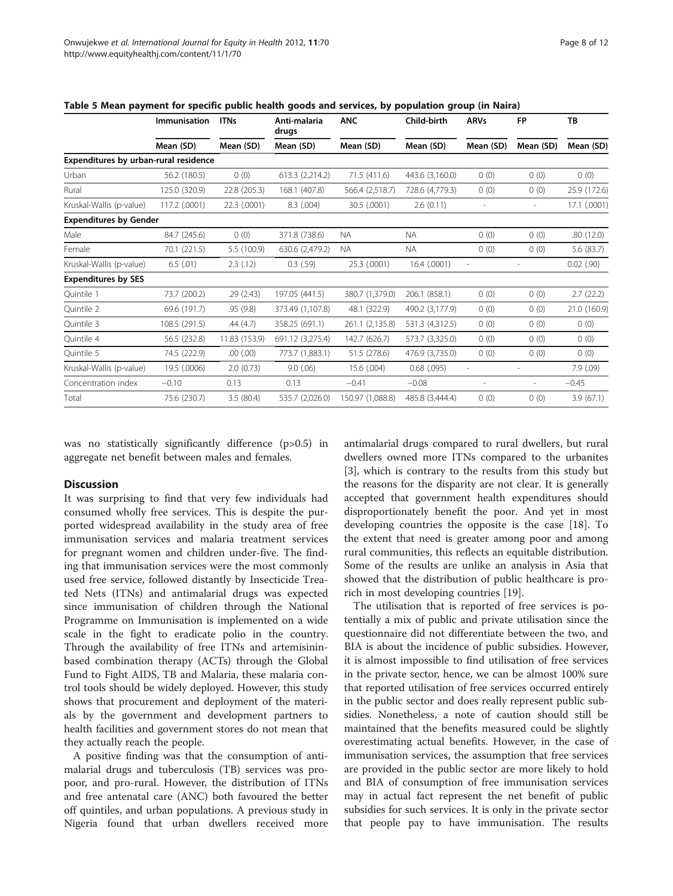**Table 5 Mean payment for specific public health goods and services, by population group (in Naira)**

| | Immunisation | ITNs | Anti-malaria drugs | ANC | Child-birth | ARVs | FP | TB |
|---|---|---|---|---|---|---|---|---|
| | Mean (SD) | Mean (SD) | Mean (SD) | Mean (SD) | Mean (SD) | Mean (SD) | Mean (SD) | Mean (SD) |
| **Expenditures by urban-rural residence** | | | | | | | | |
| Urban | 56.2 (180.5) | 0 (0) | 613.3 (2,214.2) | 71.5 (411.6) | 443.6 (3,160.0) | 0 (0) | 0 (0) | 0 (0) |
| Rural | 125.0 (320.9) | 22.8 (205.3) | 168.1 (407.8) | 566.4 (2,518.7) | 728.6 (4,779.3) | 0 (0) | 0 (0) | 25.9 (172.6) |
| Kruskal-Wallis (p-value) | 117.2 (.0001) | 22.3 (.0001) | 8.3 (.004) | 30.5 (.0001) | 2.6 (0.11) | - | - | 17.1 (.0001) |
| **Expenditures by Gender** | | | | | | | | |
| Male | 84.7 (245.6) | 0 (0) | 371.8 (738.6) | NA | NA | 0 (0) | 0 (0) | .80 (12.0) |
| Female | 70.1 (221.5) | 5.5 (100.9) | 630.6 (2,479.2) | NA | NA | 0 (0) | 0 (0) | 5.6 (83.7) |
| Kruskal-Wallis (p-value) | 6.5 (.01) | 2.3 (.12) | 0.3 (.59) | 25.3 (.0001) | 16.4 (.0001) | - | - | 0.02 (.90) |
| **Expenditures by SES** | | | | | | | | |
| Quintile 1 | 73.7 (200.2) | .29 (2.43) | 197.05 (441.5) | 380.7 (1,379.0) | 206.1 (858.1) | 0 (0) | 0 (0) | 2.7 (22.2) |
| Quintile 2 | 69.6 (191.7) | .95 (9.8) | 373.49 (1,107.8) | 48.1 (322.9) | 490.2 (3,177.9) | 0 (0) | 0 (0) | 21.0 (160.9) |
| Quintile 3 | 108.5 (291.5) | .44 (4.7) | 358.25 (691.1) | 261.1 (2,135.8) | 531.3 (4,312.5) | 0 (0) | 0 (0) | 0 (0) |
| Quintile 4 | 56.5 (232.8) | 11.83 (153.9) | 691.12 (3,275.4) | 142.7 (626.7) | 573.7 (3,325.0) | 0 (0) | 0 (0) | 0 (0) |
| Quintile 5 | 74.5 (222.9) | .00 (.00) | 773.7 (1,883.1) | 51.5 (278.6) | 476.9 (3,735.0) | 0 (0) | 0 (0) | 0 (0) |
| Kruskal-Wallis (p-value) | 19.5 (.0006) | 2.0 (0.73) | 9.0 (.06) | 15.6 (.004) | 0.68 (.095) | - | - | 7.9 (.09) |
| Concentration index | −0.10 | 0.13 | 0.13 | −0.41 | −0.08 | - | - | −0.45 |
| Total | 75.6 (230.7) | 3.5 (80.4) | 535.7 (2,026.0) | 150.97 (1,088.8) | 485.8 (3,444.4) | 0 (0) | 0 (0) | 3.9 (67.1) |

was no statistically significantly difference (p>0.5) in aggregate net benefit between males and females.

## Discussion

It was surprising to find that very few individuals had consumed wholly free services. This is despite the purported widespread availability in the study area of free immunisation services and malaria treatment services for pregnant women and children under-five. The finding that immunisation services were the most commonly used free service, followed distantly by Insecticide Treated Nets (ITNs) and antimalarial drugs was expected since immunisation of children through the National Programme on Immunisation is implemented on a wide scale in the fight to eradicate polio in the country. Through the availability of free ITNs and artemisinin-based combination therapy (ACTs) through the Global Fund to Fight AIDS, TB and Malaria, these malaria control tools should be widely deployed. However, this study shows that procurement and deployment of the materials by the government and development partners to health facilities and government stores do not mean that they actually reach the people.

A positive finding was that the consumption of antimalarial drugs and tuberculosis (TB) services was pro-poor, and pro-rural. However, the distribution of ITNs and free antenatal care (ANC) both favoured the better off quintiles, and urban populations. A previous study in Nigeria found that urban dwellers received more antimalarial drugs compared to rural dwellers, but rural dwellers owned more ITNs compared to the urbanites [3], which is contrary to the results from this study but the reasons for the disparity are not clear. It is generally accepted that government health expenditures should disproportionately benefit the poor. And yet in most developing countries the opposite is the case [18]. To the extent that need is greater among poor and among rural communities, this reflects an equitable distribution. Some of the results are unlike an analysis in Asia that showed that the distribution of public healthcare is pro-rich in most developing countries [19].

The utilisation that is reported of free services is potentially a mix of public and private utilisation since the questionnaire did not differentiate between the two, and BIA is about the incidence of public subsidies. However, it is almost impossible to find utilisation of free services in the private sector, hence, we can be almost 100% sure that reported utilisation of free services occurred entirely in the public sector and does really represent public subsidies. Nonetheless, a note of caution should still be maintained that the benefits measured could be slightly overestimating actual benefits. However, in the case of immunisation services, the assumption that free services are provided in the public sector are more likely to hold and BIA of consumption of free immunisation services may in actual fact represent the net benefit of public subsidies for such services. It is only in the private sector that people pay to have immunisation. The results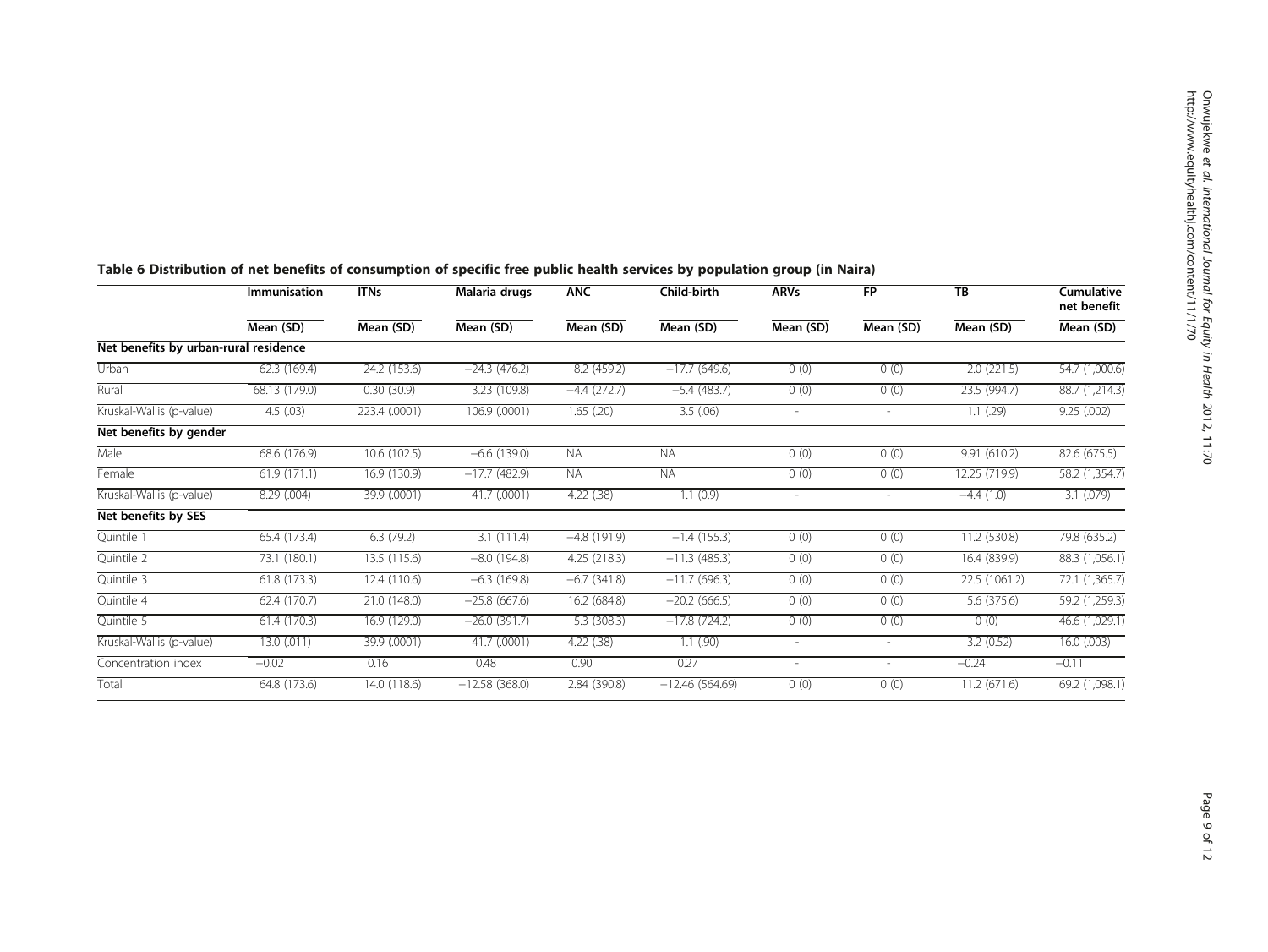**Table 6 Distribution of net benefits of consumption of specific free public health services by population group (in Naira)**

| | Immunisation | ITNs | Malaria drugs | ANC | Child-birth | ARVs | FP | TB | Cumulative net benefit |
|---|---|---|---|---|---|---|---|---|---|
| | Mean (SD) | Mean (SD) | Mean (SD) | Mean (SD) | Mean (SD) | Mean (SD) | Mean (SD) | Mean (SD) | Mean (SD) |
| **Net benefits by urban-rural residence** | | | | | | | | | |
| Urban | 62.3 (169.4) | 24.2 (153.6) | −24.3 (476.2) | 8.2 (459.2) | −17.7 (649.6) | 0 (0) | 0 (0) | 2.0 (221.5) | 54.7 (1,000.6) |
| Rural | 68.13 (179.0) | 0.30 (30.9) | 3.23 (109.8) | −4.4 (272.7) | −5.4 (483.7) | 0 (0) | 0 (0) | 23.5 (994.7) | 88.7 (1,214.3) |
| Kruskal-Wallis (p-value) | 4.5 (.03) | 223.4 (.0001) | 106.9 (.0001) | 1.65 (.20) | 3.5 (.06) | - | - | 1.1 (.29) | 9.25 (.002) |
| **Net benefits by gender** | | | | | | | | | |
| Male | 68.6 (176.9) | 10.6 (102.5) | −6.6 (139.0) | NA | NA | 0 (0) | 0 (0) | 9.91 (610.2) | 82.6 (675.5) |
| Female | 61.9 (171.1) | 16.9 (130.9) | −17.7 (482.9) | NA | NA | 0 (0) | 0 (0) | 12.25 (719.9) | 58.2 (1,354.7) |
| Kruskal-Wallis (p-value) | 8.29 (.004) | 39.9 (.0001) | 41.7 (.0001) | 4.22 (.38) | 1.1 (0.9) | - | - | −4.4 (1.0) | 3.1 (.079) |
| **Net benefits by SES** | | | | | | | | | |
| Quintile 1 | 65.4 (173.4) | 6.3 (79.2) | 3.1 (111.4) | −4.8 (191.9) | −1.4 (155.3) | 0 (0) | 0 (0) | 11.2 (530.8) | 79.8 (635.2) |
| Quintile 2 | 73.1 (180.1) | 13.5 (115.6) | −8.0 (194.8) | 4.25 (218.3) | −11.3 (485.3) | 0 (0) | 0 (0) | 16.4 (839.9) | 88.3 (1,056.1) |
| Quintile 3 | 61.8 (173.3) | 12.4 (110.6) | −6.3 (169.8) | −6.7 (341.8) | −11.7 (696.3) | 0 (0) | 0 (0) | 22.5 (1061.2) | 72.1 (1,365.7) |
| Quintile 4 | 62.4 (170.7) | 21.0 (148.0) | −25.8 (667.6) | 16.2 (684.8) | −20.2 (666.5) | 0 (0) | 0 (0) | 5.6 (375.6) | 59.2 (1,259.3) |
| Quintile 5 | 61.4 (170.3) | 16.9 (129.0) | −26.0 (391.7) | 5.3 (308.3) | −17.8 (724.2) | 0 (0) | 0 (0) | 0 (0) | 46.6 (1,029.1) |
| Kruskal-Wallis (p-value) | 13.0 (.011) | 39.9 (.0001) | 41.7 (.0001) | 4.22 (.38) | 1.1 (.90) | - | - | 3.2 (0.52) | 16.0 (.003) |
| Concentration index | −0.02 | 0.16 | 0.48 | 0.90 | 0.27 | - | - | −0.24 | −0.11 |
| Total | 64.8 (173.6) | 14.0 (118.6) | −12.58 (368.0) | 2.84 (390.8) | −12.46 (564.69) | 0 (0) | 0 (0) | 11.2 (671.6) | 69.2 (1,098.1) |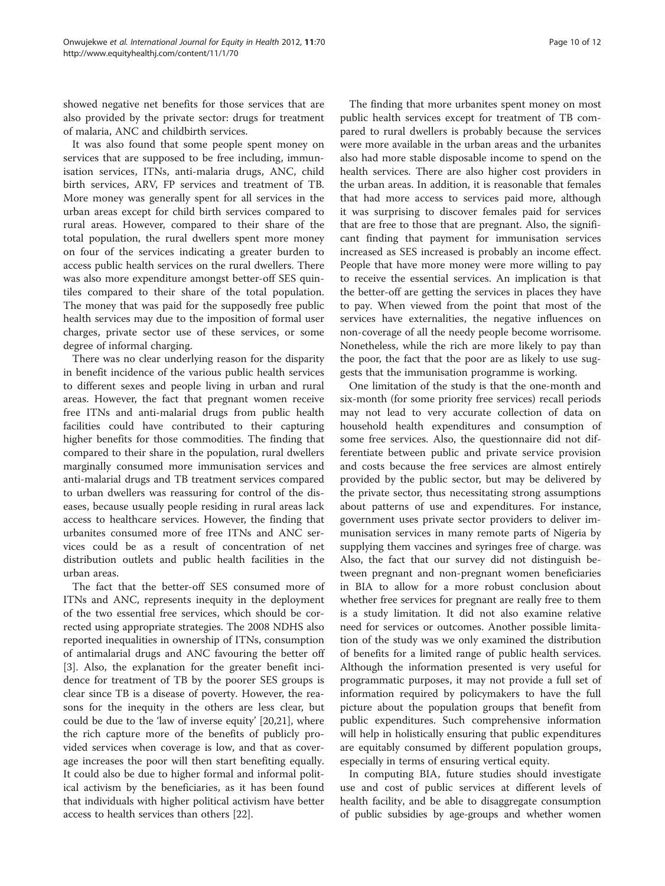showed negative net benefits for those services that are also provided by the private sector: drugs for treatment of malaria, ANC and childbirth services.

It was also found that some people spent money on services that are supposed to be free including, immunisation services, ITNs, anti-malaria drugs, ANC, child birth services, ARV, FP services and treatment of TB. More money was generally spent for all services in the urban areas except for child birth services compared to rural areas. However, compared to their share of the total population, the rural dwellers spent more money on four of the services indicating a greater burden to access public health services on the rural dwellers. There was also more expenditure amongst better-off SES quintiles compared to their share of the total population. The money that was paid for the supposedly free public health services may due to the imposition of formal user charges, private sector use of these services, or some degree of informal charging.

There was no clear underlying reason for the disparity in benefit incidence of the various public health services to different sexes and people living in urban and rural areas. However, the fact that pregnant women receive free ITNs and anti-malarial drugs from public health facilities could have contributed to their capturing higher benefits for those commodities. The finding that compared to their share in the population, rural dwellers marginally consumed more immunisation services and anti-malarial drugs and TB treatment services compared to urban dwellers was reassuring for control of the diseases, because usually people residing in rural areas lack access to healthcare services. However, the finding that urbanites consumed more of free ITNs and ANC services could be as a result of concentration of net distribution outlets and public health facilities in the urban areas.

The fact that the better-off SES consumed more of ITNs and ANC, represents inequity in the deployment of the two essential free services, which should be corrected using appropriate strategies. The 2008 NDHS also reported inequalities in ownership of ITNs, consumption of antimalarial drugs and ANC favouring the better off [3]. Also, the explanation for the greater benefit incidence for treatment of TB by the poorer SES groups is clear since TB is a disease of poverty. However, the reasons for the inequity in the others are less clear, but could be due to the 'law of inverse equity' [20,21], where the rich capture more of the benefits of publicly provided services when coverage is low, and that as coverage increases the poor will then start benefiting equally. It could also be due to higher formal and informal political activism by the beneficiaries, as it has been found that individuals with higher political activism have better access to health services than others [22].

The finding that more urbanites spent money on most public health services except for treatment of TB compared to rural dwellers is probably because the services were more available in the urban areas and the urbanites also had more stable disposable income to spend on the health services. There are also higher cost providers in the urban areas. In addition, it is reasonable that females that had more access to services paid more, although it was surprising to discover females paid for services that are free to those that are pregnant. Also, the significant finding that payment for immunisation services increased as SES increased is probably an income effect. People that have more money were more willing to pay to receive the essential services. An implication is that the better-off are getting the services in places they have to pay. When viewed from the point that most of the services have externalities, the negative influences on non-coverage of all the needy people become worrisome. Nonetheless, while the rich are more likely to pay than the poor, the fact that the poor are as likely to use suggests that the immunisation programme is working.

One limitation of the study is that the one-month and six-month (for some priority free services) recall periods may not lead to very accurate collection of data on household health expenditures and consumption of some free services. Also, the questionnaire did not differentiate between public and private service provision and costs because the free services are almost entirely provided by the public sector, but may be delivered by the private sector, thus necessitating strong assumptions about patterns of use and expenditures. For instance, government uses private sector providers to deliver immunisation services in many remote parts of Nigeria by supplying them vaccines and syringes free of charge. was Also, the fact that our survey did not distinguish between pregnant and non-pregnant women beneficiaries in BIA to allow for a more robust conclusion about whether free services for pregnant are really free to them is a study limitation. It did not also examine relative need for services or outcomes. Another possible limitation of the study was we only examined the distribution of benefits for a limited range of public health services. Although the information presented is very useful for programmatic purposes, it may not provide a full set of information required by policymakers to have the full picture about the population groups that benefit from public expenditures. Such comprehensive information will help in holistically ensuring that public expenditures are equitably consumed by different population groups, especially in terms of ensuring vertical equity.

In computing BIA, future studies should investigate use and cost of public services at different levels of health facility, and be able to disaggregate consumption of public subsidies by age-groups and whether women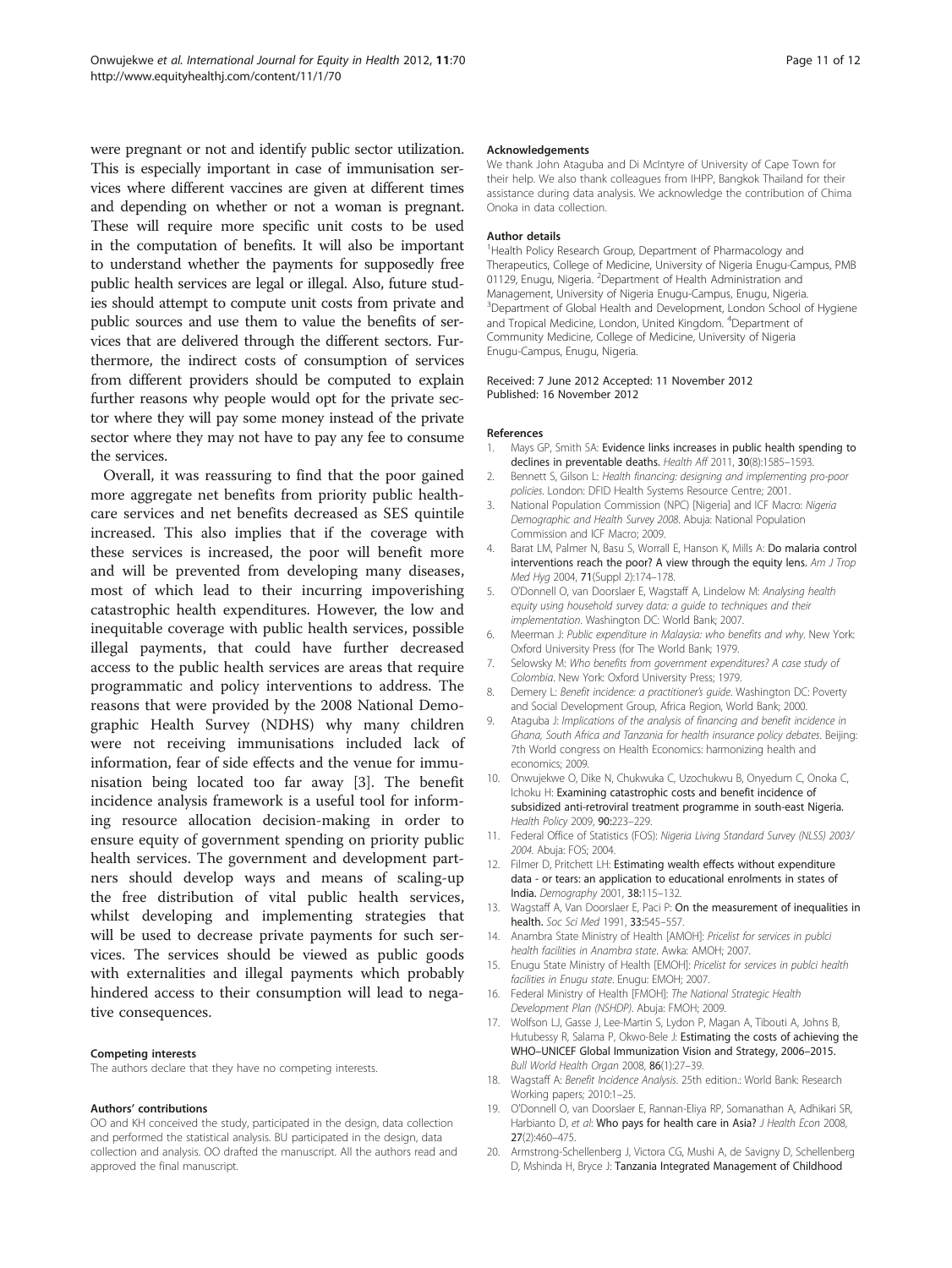were pregnant or not and identify public sector utilization. This is especially important in case of immunisation services where different vaccines are given at different times and depending on whether or not a woman is pregnant. These will require more specific unit costs to be used in the computation of benefits. It will also be important to understand whether the payments for supposedly free public health services are legal or illegal. Also, future studies should attempt to compute unit costs from private and public sources and use them to value the benefits of services that are delivered through the different sectors. Furthermore, the indirect costs of consumption of services from different providers should be computed to explain further reasons why people would opt for the private sector where they will pay some money instead of the private sector where they may not have to pay any fee to consume the services.

Overall, it was reassuring to find that the poor gained more aggregate net benefits from priority public healthcare services and net benefits decreased as SES quintile increased. This also implies that if the coverage with these services is increased, the poor will benefit more and will be prevented from developing many diseases, most of which lead to their incurring impoverishing catastrophic health expenditures. However, the low and inequitable coverage with public health services, possible illegal payments, that could have further decreased access to the public health services are areas that require programmatic and policy interventions to address. The reasons that were provided by the 2008 National Demographic Health Survey (NDHS) why many children were not receiving immunisations included lack of information, fear of side effects and the venue for immunisation being located too far away [3]. The benefit incidence analysis framework is a useful tool for informing resource allocation decision-making in order to ensure equity of government spending on priority public health services. The government and development partners should develop ways and means of scaling-up the free distribution of vital public health services, whilst developing and implementing strategies that will be used to decrease private payments for such services. The services should be viewed as public goods with externalities and illegal payments which probably hindered access to their consumption will lead to negative consequences.

#### Competing interests
The authors declare that they have no competing interests.

#### Authors' contributions
OO and KH conceived the study, participated in the design, data collection and performed the statistical analysis. BU participated in the design, data collection and analysis. OO drafted the manuscript. All the authors read and approved the final manuscript.

#### Acknowledgements
We thank John Ataguba and Di McIntyre of University of Cape Town for their help. We also thank colleagues from IHPP, Bangkok Thailand for their assistance during data analysis. We acknowledge the contribution of Chima Onoka in data collection.

#### Author details
[1]Health Policy Research Group, Department of Pharmacology and Therapeutics, College of Medicine, University of Nigeria Enugu-Campus, PMB 01129, Enugu, Nigeria. [2]Department of Health Administration and Management, University of Nigeria Enugu-Campus, Enugu, Nigeria. [3]Department of Global Health and Development, London School of Hygiene and Tropical Medicine, London, United Kingdom. [4]Department of Community Medicine, College of Medicine, University of Nigeria Enugu-Campus, Enugu, Nigeria.

Received: 7 June 2012 Accepted: 11 November 2012
Published: 16 November 2012

#### References
1. Mays GP, Smith SA: **Evidence links increases in public health spending to declines in preventable deaths.** *Health Aff* 2011, **30**(8):1585–1593.
2. Bennett S, Gilson L: *Health financing: designing and implementing pro-poor policies*. London: DFID Health Systems Resource Centre; 2001.
3. National Population Commission (NPC) [Nigeria] and ICF Macro: *Nigeria Demographic and Health Survey 2008*. Abuja: National Population Commission and ICF Macro; 2009.
4. Barat LM, Palmer N, Basu S, Worrall E, Hanson K, Mills A: **Do malaria control interventions reach the poor? A view through the equity lens.** *Am J Trop Med Hyg* 2004, **71**(Suppl 2):174–178.
5. O'Donnell O, van Doorslaer E, Wagstaff A, Lindelow M: *Analysing health equity using household survey data: a guide to techniques and their implementation*. Washington DC: World Bank; 2007.
6. Meerman J: *Public expenditure in Malaysia: who benefits and why*. New York: Oxford University Press (for The World Bank; 1979.
7. Selowsky M: *Who benefits from government expenditures? A case study of Colombia*. New York: Oxford University Press; 1979.
8. Demery L: *Benefit incidence: a practitioner's guide*. Washington DC: Poverty and Social Development Group, Africa Region, World Bank; 2000.
9. Ataguba J: *Implications of the analysis of financing and benefit incidence in Ghana, South Africa and Tanzania for health insurance policy debates*. Beijing: 7th World congress on Health Economics: harmonizing health and economics; 2009.
10. Onwujekwe O, Dike N, Chukwuka C, Uzochukwu B, Onyedum C, Onoka C, Ichoku H: **Examining catastrophic costs and benefit incidence of subsidized anti-retroviral treatment programme in south-east Nigeria.** *Health Policy* 2009, **90:**223–229.
11. Federal Office of Statistics (FOS): *Nigeria Living Standard Survey (NLSS) 2003/2004*. Abuja: FOS; 2004.
12. Filmer D, Pritchett LH: **Estimating wealth effects without expenditure data - or tears: an application to educational enrolments in states of India.** *Demography* 2001, **38:**115–132.
13. Wagstaff A, Van Doorslaer E, Paci P: **On the measurement of inequalities in health.** *Soc Sci Med* 1991, **33:**545–557.
14. Anambra State Ministry of Health [AMOH]: *Pricelist for services in publci health facilities in Anambra state*. Awka: AMOH; 2007.
15. Enugu State Ministry of Health [EMOH]: *Pricelist for services in publci health facilities in Enugu state*. Enugu: EMOH; 2007.
16. Federal Ministry of Health [FMOH]: *The National Strategic Health Development Plan (NSHDP)*. Abuja: FMOH; 2009.
17. Wolfson LJ, Gasse J, Lee-Martin S, Lydon P, Magan A, Tibouti A, Johns B, Hutubessy R, Salama P, Okwo-Bele J: **Estimating the costs of achieving the WHO–UNICEF Global Immunization Vision and Strategy, 2006–2015.** *Bull World Health Organ* 2008, **86**(1):27–39.
18. Wagstaff A: *Benefit Incidence Analysis*. 25th edition.: World Bank: Research Working papers; 2010:1–25.
19. O'Donnell O, van Doorslaer E, Rannan-Eliya RP, Somanathan A, Adhikari SR, Harbianto D, *et al*: **Who pays for health care in Asia?** *J Health Econ* 2008, **27**(2):460–475.
20. Armstrong-Schellenberg J, Victora CG, Mushi A, de Savigny D, Schellenberg D, Mshinda H, Bryce J: **Tanzania Integrated Management of Childhood**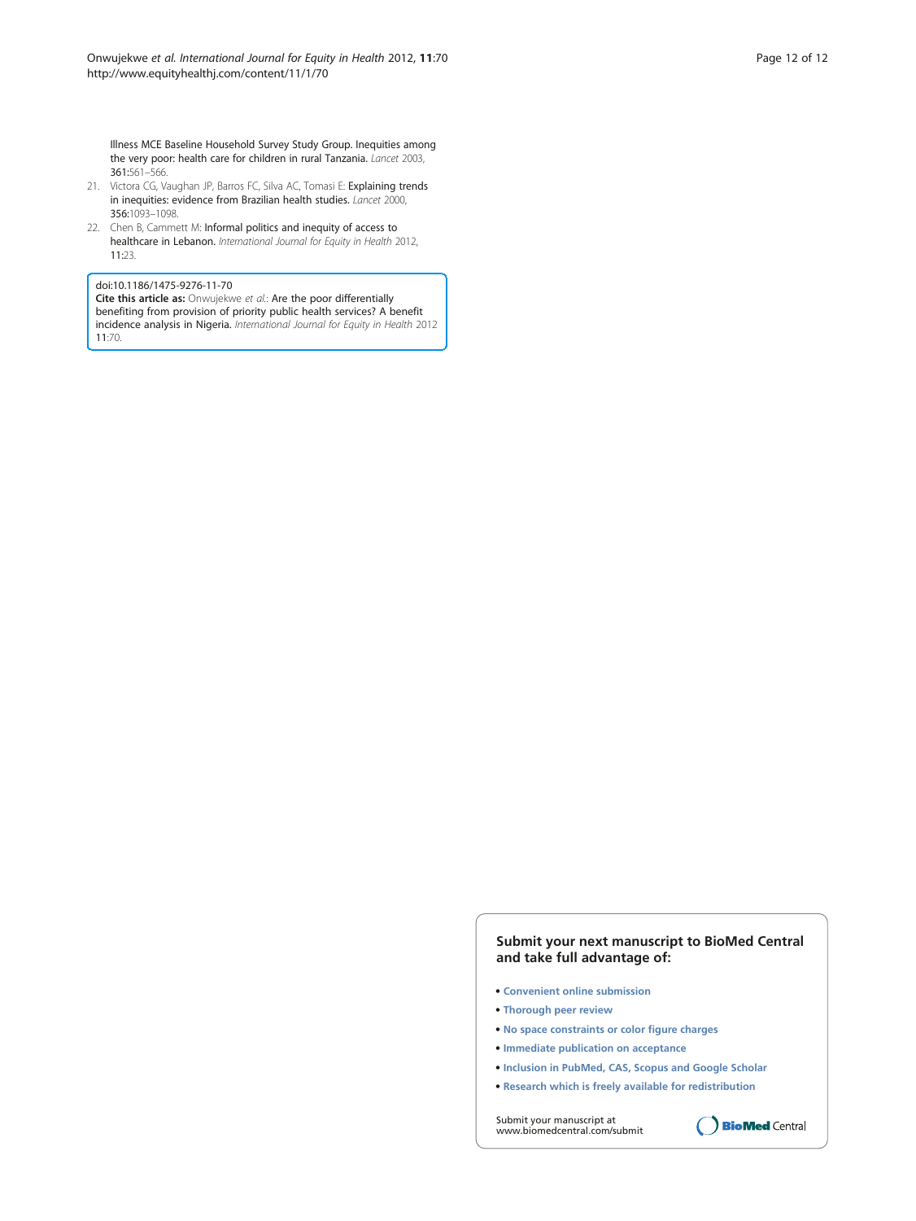Illness MCE Baseline Household Survey Study Group. Inequities among the very poor: health care for children in rural Tanzania. *Lancet* 2003, **361:**561–566.

21. Victora CG, Vaughan JP, Barros FC, Silva AC, Tomasi E: **Explaining trends in inequities: evidence from Brazilian health studies.** *Lancet* 2000, **356:**1093–1098.
22. Chen B, Cammett M: **Informal politics and inequity of access to healthcare in Lebanon.** *International Journal for Equity in Health* 2012, **11:**23.

doi:10.1186/1475-9276-11-70
**Cite this article as:** Onwujekwe *et al.*: Are the poor differentially benefiting from provision of priority public health services? A benefit incidence analysis in Nigeria. *International Journal for Equity in Health* 2012 **11**:70.

**Submit your next manuscript to BioMed Central and take full advantage of:**

- **Convenient online submission**
- **Thorough peer review**
- **No space constraints or color figure charges**
- **Immediate publication on acceptance**
- **Inclusion in PubMed, CAS, Scopus and Google Scholar**
- **Research which is freely available for redistribution**

Submit your manuscript at
www.biomedcentral.com/submit

BioMed Central